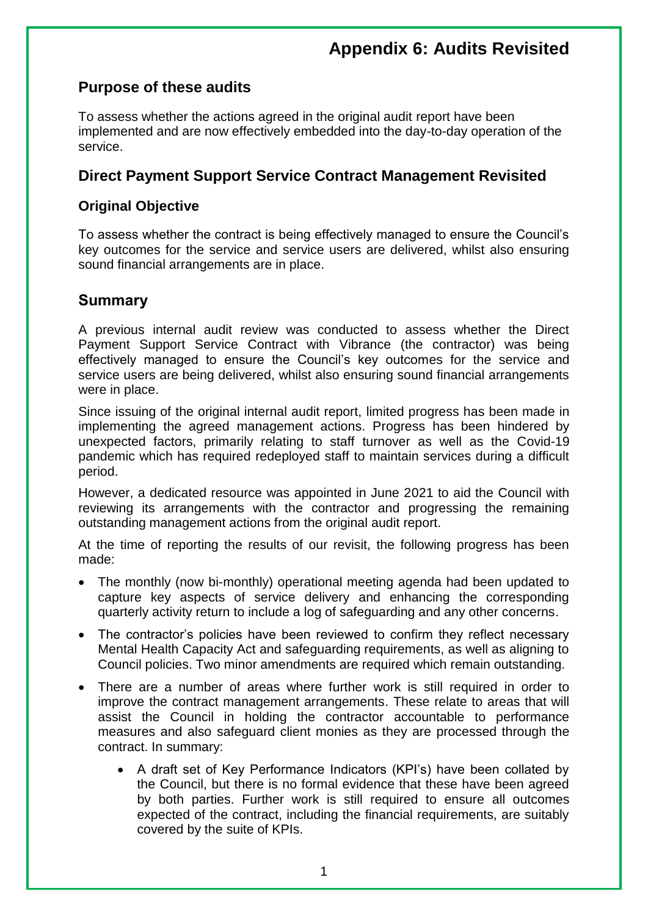# Appendix 6: Audits Revisited

## Purpose of these audits

To assess whether the actions agreed in the original audit report have been implemented and are now effectively embedded into the day-to-day operation of the service.

## Direct Payment Support Service Contract Management Revisited

### Original Objective

To assess whether the contract is being effectively managed to ensure the Council's key outcomes for the service and service users are delivered, whilst also ensuring sound financial arrangements are in place.

## Summary

A previous internal audit review was conducted to assess whether the Direct Payment Support Service Contract with Vibrance (the contractor) was being effectively managed to ensure the Council's key outcomes for the service and service users are being delivered, whilst also ensuring sound financial arrangements were in place.

Since issuing of the original internal audit report, limited progress has been made in implementing the agreed management actions. Progress has been hindered by unexpected factors, primarily relating to staff turnover as well as the Covid-19 pandemic which has required redeployed staff to maintain services during a difficult period.

However, a dedicated resource was appointed in June 2021 to aid the Council with reviewing its arrangements with the contractor and progressing the remaining outstanding management actions from the original audit report.

At the time of reporting the results of our revisit, the following progress has been made:

- The monthly (now bi-monthly) operational meeting agenda had been updated to capture key aspects of service delivery and enhancing the corresponding quarterly activity return to include a log of safeguarding and any other concerns.
- The contractor's policies have been reviewed to confirm they reflect necessary Mental Health Capacity Act and safeguarding requirements, as well as aligning to Council policies. Two minor amendments are required which remain outstanding.
- There are a number of areas where further work is still required in order to improve the contract management arrangements. These relate to areas that will assist the Council in holding the contractor accountable to performance measures and also safeguard client monies as they are processed through the contract. In summary:
  - A draft set of Key Performance Indicators (KPI's) have been collated by the Council, but there is no formal evidence that these have been agreed by both parties. Further work is still required to ensure all outcomes expected of the contract, including the financial requirements, are suitably covered by the suite of KPIs.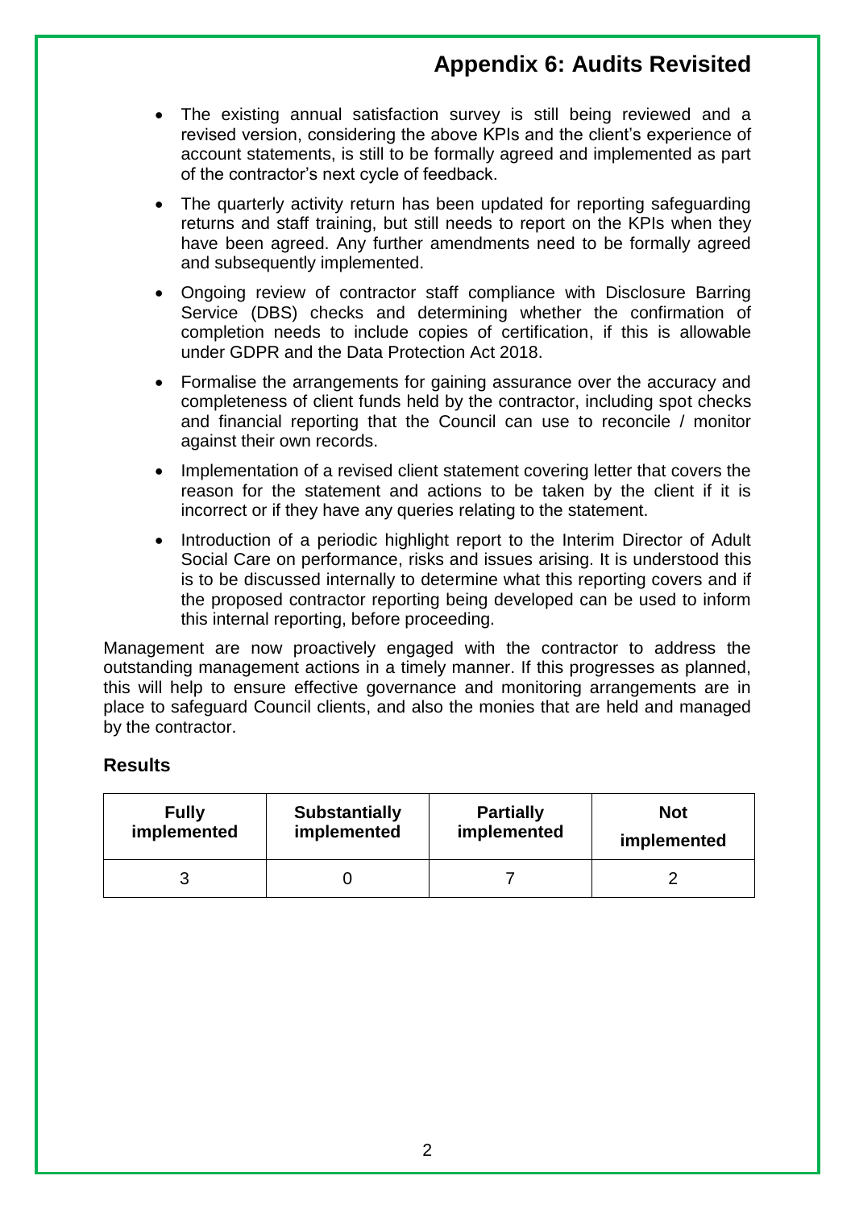# Appendix 6: Audits Revisited

- The existing annual satisfaction survey is still being reviewed and a revised version, considering the above KPIs and the client's experience of account statements, is still to be formally agreed and implemented as part of the contractor's next cycle of feedback.
- The quarterly activity return has been updated for reporting safeguarding returns and staff training, but still needs to report on the KPIs when they have been agreed. Any further amendments need to be formally agreed and subsequently implemented.
- Ongoing review of contractor staff compliance with Disclosure Barring Service (DBS) checks and determining whether the confirmation of completion needs to include copies of certification, if this is allowable under GDPR and the Data Protection Act 2018.
- Formalise the arrangements for gaining assurance over the accuracy and completeness of client funds held by the contractor, including spot checks and financial reporting that the Council can use to reconcile / monitor against their own records.
- Implementation of a revised client statement covering letter that covers the reason for the statement and actions to be taken by the client if it is incorrect or if they have any queries relating to the statement.
- Introduction of a periodic highlight report to the Interim Director of Adult Social Care on performance, risks and issues arising. It is understood this is to be discussed internally to determine what this reporting covers and if the proposed contractor reporting being developed can be used to inform this internal reporting, before proceeding.

Management are now proactively engaged with the contractor to address the outstanding management actions in a timely manner. If this progresses as planned, this will help to ensure effective governance and monitoring arrangements are in place to safeguard Council clients, and also the monies that are held and managed by the contractor.

## Results

| Fully implemented | Substantially implemented | Partially implemented | Not implemented |
|---|---|---|---|
| 3 | 0 | 7 | 2 |